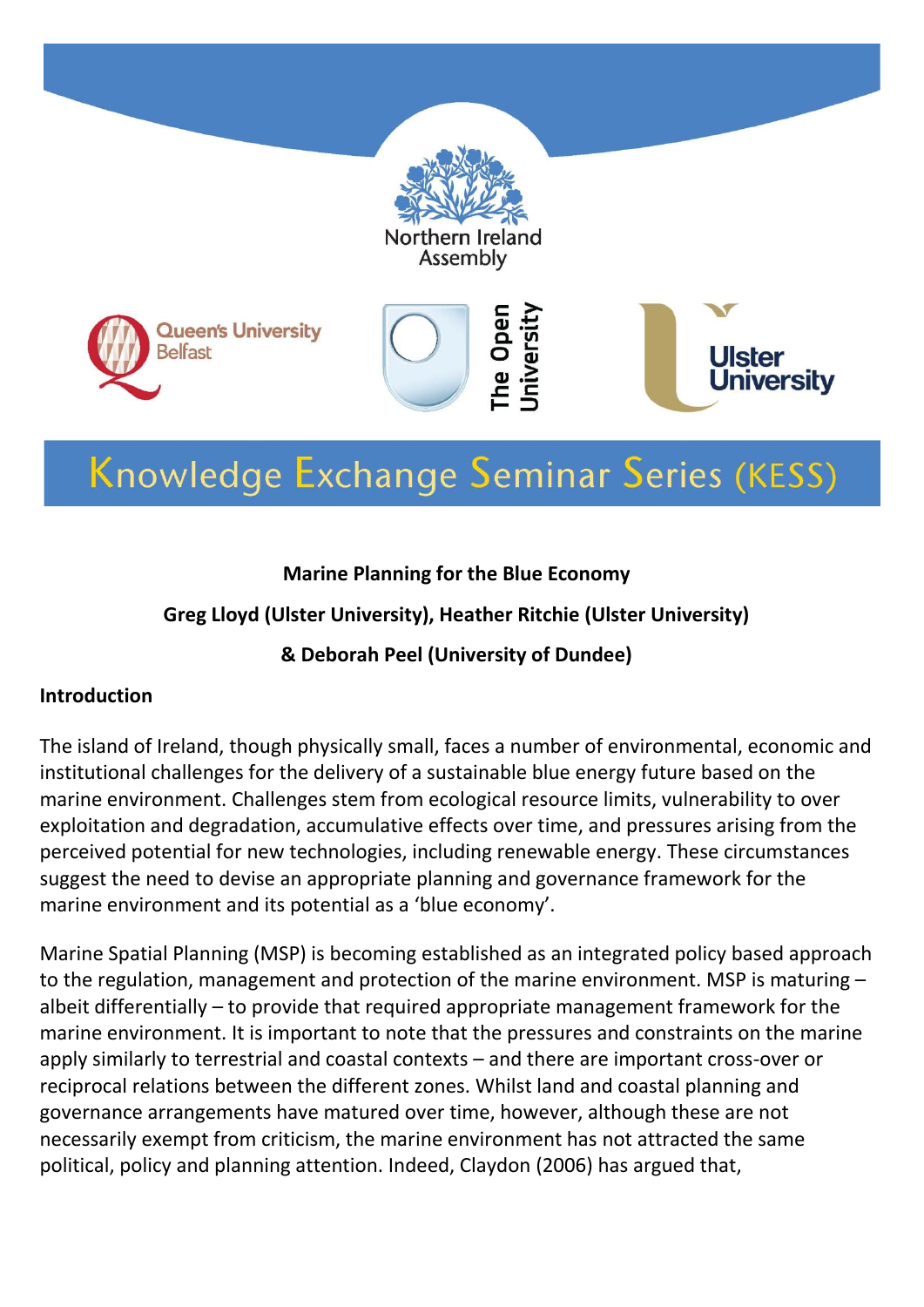Northern Ireland Assembly

Queen's University Belfast

The Open University

Ulster University

# Knowledge Exchange Seminar Series (KESS)

**Marine Planning for the Blue Economy**

**Greg Lloyd (Ulster University), Heather Ritchie (Ulster University)**

**& Deborah Peel (University of Dundee)**

## Introduction

The island of Ireland, though physically small, faces a number of environmental, economic and institutional challenges for the delivery of a sustainable blue energy future based on the marine environment. Challenges stem from ecological resource limits, vulnerability to over exploitation and degradation, accumulative effects over time, and pressures arising from the perceived potential for new technologies, including renewable energy. These circumstances suggest the need to devise an appropriate planning and governance framework for the marine environment and its potential as a 'blue economy'.

Marine Spatial Planning (MSP) is becoming established as an integrated policy based approach to the regulation, management and protection of the marine environment. MSP is maturing – albeit differentially – to provide that required appropriate management framework for the marine environment. It is important to note that the pressures and constraints on the marine apply similarly to terrestrial and coastal contexts – and there are important cross-over or reciprocal relations between the different zones. Whilst land and coastal planning and governance arrangements have matured over time, however, although these are not necessarily exempt from criticism, the marine environment has not attracted the same political, policy and planning attention. Indeed, Claydon (2006) has argued that,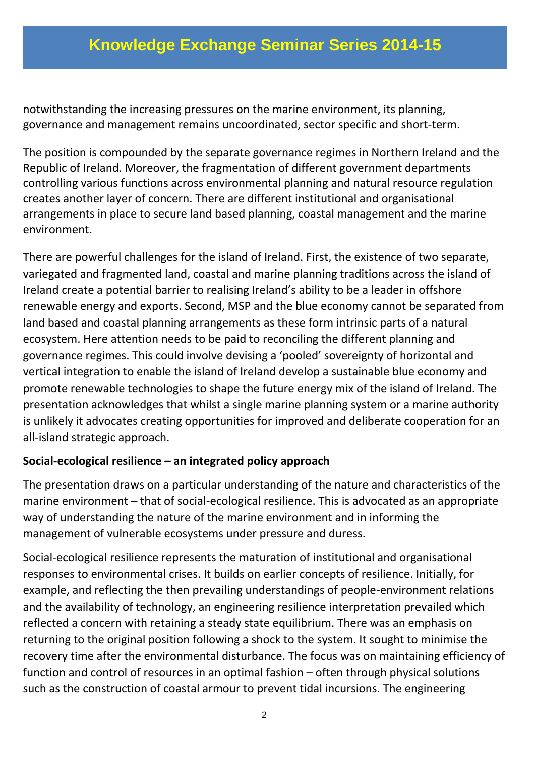notwithstanding the increasing pressures on the marine environment, its planning, governance and management remains uncoordinated, sector specific and short-term.

The position is compounded by the separate governance regimes in Northern Ireland and the Republic of Ireland. Moreover, the fragmentation of different government departments controlling various functions across environmental planning and natural resource regulation creates another layer of concern. There are different institutional and organisational arrangements in place to secure land based planning, coastal management and the marine environment.

There are powerful challenges for the island of Ireland. First, the existence of two separate, variegated and fragmented land, coastal and marine planning traditions across the island of Ireland create a potential barrier to realising Ireland's ability to be a leader in offshore renewable energy and exports. Second, MSP and the blue economy cannot be separated from land based and coastal planning arrangements as these form intrinsic parts of a natural ecosystem. Here attention needs to be paid to reconciling the different planning and governance regimes. This could involve devising a 'pooled' sovereignty of horizontal and vertical integration to enable the island of Ireland develop a sustainable blue economy and promote renewable technologies to shape the future energy mix of the island of Ireland. The presentation acknowledges that whilst a single marine planning system or a marine authority is unlikely it advocates creating opportunities for improved and deliberate cooperation for an all-island strategic approach.

**Social-ecological resilience – an integrated policy approach**

The presentation draws on a particular understanding of the nature and characteristics of the marine environment – that of social-ecological resilience. This is advocated as an appropriate way of understanding the nature of the marine environment and in informing the management of vulnerable ecosystems under pressure and duress.

Social-ecological resilience represents the maturation of institutional and organisational responses to environmental crises. It builds on earlier concepts of resilience. Initially, for example, and reflecting the then prevailing understandings of people-environment relations and the availability of technology, an engineering resilience interpretation prevailed which reflected a concern with retaining a steady state equilibrium. There was an emphasis on returning to the original position following a shock to the system. It sought to minimise the recovery time after the environmental disturbance. The focus was on maintaining efficiency of function and control of resources in an optimal fashion – often through physical solutions such as the construction of coastal armour to prevent tidal incursions. The engineering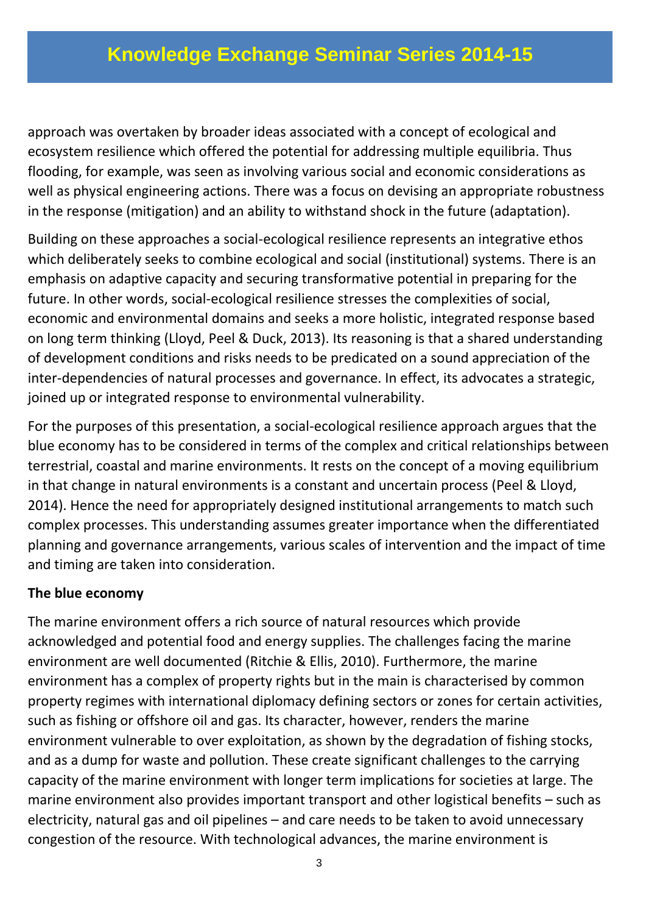approach was overtaken by broader ideas associated with a concept of ecological and ecosystem resilience which offered the potential for addressing multiple equilibria. Thus flooding, for example, was seen as involving various social and economic considerations as well as physical engineering actions. There was a focus on devising an appropriate robustness in the response (mitigation) and an ability to withstand shock in the future (adaptation).

Building on these approaches a social-ecological resilience represents an integrative ethos which deliberately seeks to combine ecological and social (institutional) systems. There is an emphasis on adaptive capacity and securing transformative potential in preparing for the future. In other words, social-ecological resilience stresses the complexities of social, economic and environmental domains and seeks a more holistic, integrated response based on long term thinking (Lloyd, Peel & Duck, 2013). Its reasoning is that a shared understanding of development conditions and risks needs to be predicated on a sound appreciation of the inter-dependencies of natural processes and governance. In effect, its advocates a strategic, joined up or integrated response to environmental vulnerability.

For the purposes of this presentation, a social-ecological resilience approach argues that the blue economy has to be considered in terms of the complex and critical relationships between terrestrial, coastal and marine environments. It rests on the concept of a moving equilibrium in that change in natural environments is a constant and uncertain process (Peel & Lloyd, 2014). Hence the need for appropriately designed institutional arrangements to match such complex processes. This understanding assumes greater importance when the differentiated planning and governance arrangements, various scales of intervention and the impact of time and timing are taken into consideration.

**The blue economy**

The marine environment offers a rich source of natural resources which provide acknowledged and potential food and energy supplies. The challenges facing the marine environment are well documented (Ritchie & Ellis, 2010). Furthermore, the marine environment has a complex of property rights but in the main is characterised by common property regimes with international diplomacy defining sectors or zones for certain activities, such as fishing or offshore oil and gas. Its character, however, renders the marine environment vulnerable to over exploitation, as shown by the degradation of fishing stocks, and as a dump for waste and pollution. These create significant challenges to the carrying capacity of the marine environment with longer term implications for societies at large. The marine environment also provides important transport and other logistical benefits – such as electricity, natural gas and oil pipelines – and care needs to be taken to avoid unnecessary congestion of the resource. With technological advances, the marine environment is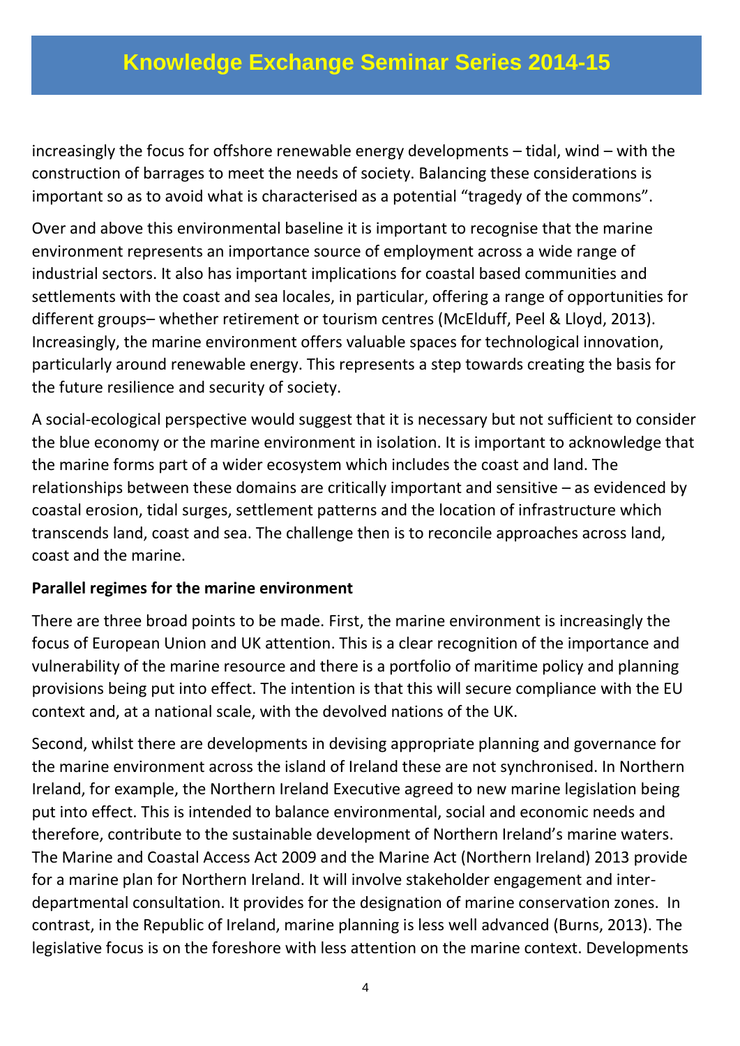increasingly the focus for offshore renewable energy developments – tidal, wind – with the construction of barrages to meet the needs of society. Balancing these considerations is important so as to avoid what is characterised as a potential "tragedy of the commons".

Over and above this environmental baseline it is important to recognise that the marine environment represents an importance source of employment across a wide range of industrial sectors. It also has important implications for coastal based communities and settlements with the coast and sea locales, in particular, offering a range of opportunities for different groups– whether retirement or tourism centres (McElduff, Peel & Lloyd, 2013). Increasingly, the marine environment offers valuable spaces for technological innovation, particularly around renewable energy. This represents a step towards creating the basis for the future resilience and security of society.

A social-ecological perspective would suggest that it is necessary but not sufficient to consider the blue economy or the marine environment in isolation. It is important to acknowledge that the marine forms part of a wider ecosystem which includes the coast and land. The relationships between these domains are critically important and sensitive – as evidenced by coastal erosion, tidal surges, settlement patterns and the location of infrastructure which transcends land, coast and sea. The challenge then is to reconcile approaches across land, coast and the marine.

**Parallel regimes for the marine environment**

There are three broad points to be made. First, the marine environment is increasingly the focus of European Union and UK attention. This is a clear recognition of the importance and vulnerability of the marine resource and there is a portfolio of maritime policy and planning provisions being put into effect. The intention is that this will secure compliance with the EU context and, at a national scale, with the devolved nations of the UK.

Second, whilst there are developments in devising appropriate planning and governance for the marine environment across the island of Ireland these are not synchronised. In Northern Ireland, for example, the Northern Ireland Executive agreed to new marine legislation being put into effect. This is intended to balance environmental, social and economic needs and therefore, contribute to the sustainable development of Northern Ireland's marine waters. The Marine and Coastal Access Act 2009 and the Marine Act (Northern Ireland) 2013 provide for a marine plan for Northern Ireland. It will involve stakeholder engagement and inter-departmental consultation. It provides for the designation of marine conservation zones. In contrast, in the Republic of Ireland, marine planning is less well advanced (Burns, 2013). The legislative focus is on the foreshore with less attention on the marine context. Developments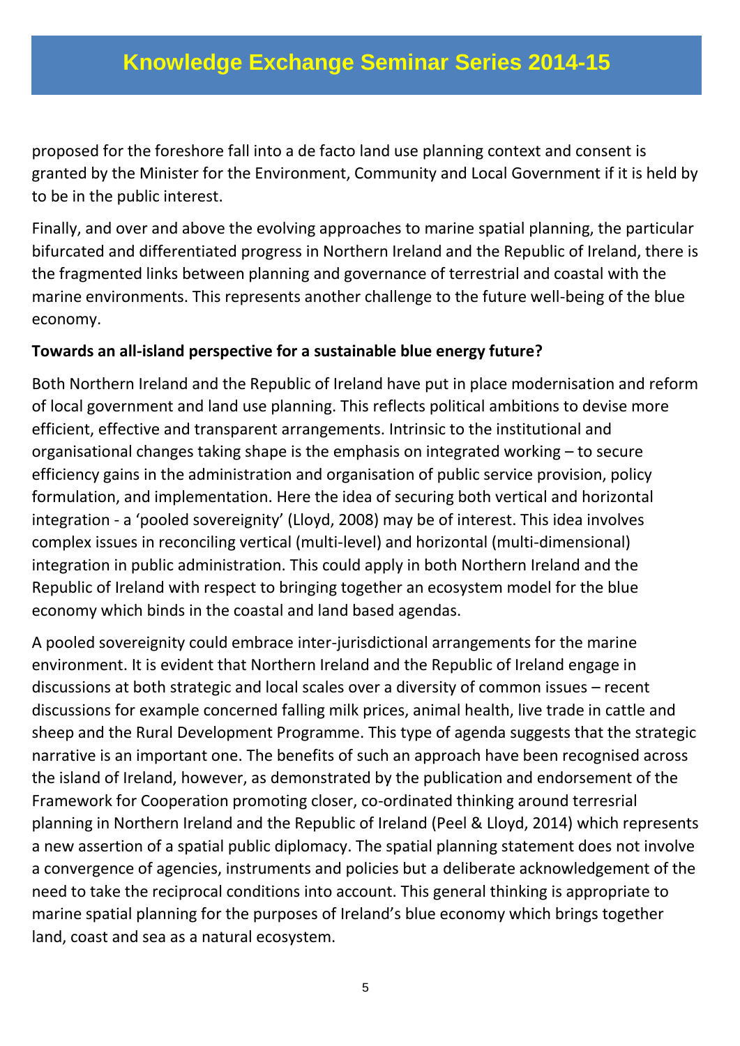proposed for the foreshore fall into a de facto land use planning context and consent is granted by the Minister for the Environment, Community and Local Government if it is held by to be in the public interest.

Finally, and over and above the evolving approaches to marine spatial planning, the particular bifurcated and differentiated progress in Northern Ireland and the Republic of Ireland, there is the fragmented links between planning and governance of terrestrial and coastal with the marine environments. This represents another challenge to the future well-being of the blue economy.

**Towards an all-island perspective for a sustainable blue energy future?**

Both Northern Ireland and the Republic of Ireland have put in place modernisation and reform of local government and land use planning. This reflects political ambitions to devise more efficient, effective and transparent arrangements. Intrinsic to the institutional and organisational changes taking shape is the emphasis on integrated working – to secure efficiency gains in the administration and organisation of public service provision, policy formulation, and implementation. Here the idea of securing both vertical and horizontal integration - a 'pooled sovereignity' (Lloyd, 2008) may be of interest. This idea involves complex issues in reconciling vertical (multi-level) and horizontal (multi-dimensional) integration in public administration. This could apply in both Northern Ireland and the Republic of Ireland with respect to bringing together an ecosystem model for the blue economy which binds in the coastal and land based agendas.

A pooled sovereignity could embrace inter-jurisdictional arrangements for the marine environment. It is evident that Northern Ireland and the Republic of Ireland engage in discussions at both strategic and local scales over a diversity of common issues – recent discussions for example concerned falling milk prices, animal health, live trade in cattle and sheep and the Rural Development Programme. This type of agenda suggests that the strategic narrative is an important one. The benefits of such an approach have been recognised across the island of Ireland, however, as demonstrated by the publication and endorsement of the Framework for Cooperation promoting closer, co-ordinated thinking around terresrial planning in Northern Ireland and the Republic of Ireland (Peel & Lloyd, 2014) which represents a new assertion of a spatial public diplomacy. The spatial planning statement does not involve a convergence of agencies, instruments and policies but a deliberate acknowledgement of the need to take the reciprocal conditions into account. This general thinking is appropriate to marine spatial planning for the purposes of Ireland's blue economy which brings together land, coast and sea as a natural ecosystem.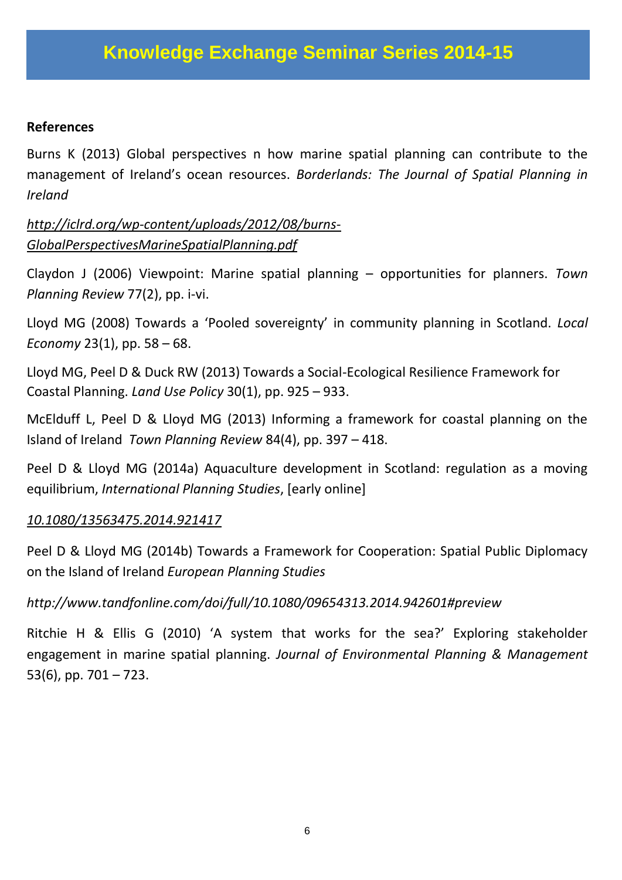# Knowledge Exchange Seminar Series 2014-15

**References**

Burns K (2013) Global perspectives n how marine spatial planning can contribute to the management of Ireland's ocean resources. *Borderlands: The Journal of Spatial Planning in Ireland*

*http://iclrd.org/wp-content/uploads/2012/08/burns-GlobalPerspectivesMarineSpatialPlanning.pdf*

Claydon J (2006) Viewpoint: Marine spatial planning – opportunities for planners. *Town Planning Review* 77(2), pp. i-vi.

Lloyd MG (2008) Towards a 'Pooled sovereignty' in community planning in Scotland. *Local Economy* 23(1), pp. 58 – 68.

Lloyd MG, Peel D & Duck RW (2013) Towards a Social-Ecological Resilience Framework for Coastal Planning. *Land Use Policy* 30(1), pp. 925 – 933.

McElduff L, Peel D & Lloyd MG (2013) Informing a framework for coastal planning on the Island of Ireland *Town Planning Review* 84(4), pp. 397 – 418.

Peel D & Lloyd MG (2014a) Aquaculture development in Scotland: regulation as a moving equilibrium, *International Planning Studies*, [early online]

*10.1080/13563475.2014.921417*

Peel D & Lloyd MG (2014b) Towards a Framework for Cooperation: Spatial Public Diplomacy on the Island of Ireland *European Planning Studies*

*http://www.tandfonline.com/doi/full/10.1080/09654313.2014.942601#preview*

Ritchie H & Ellis G (2010) 'A system that works for the sea?' Exploring stakeholder engagement in marine spatial planning. *Journal of Environmental Planning & Management* 53(6), pp. 701 – 723.